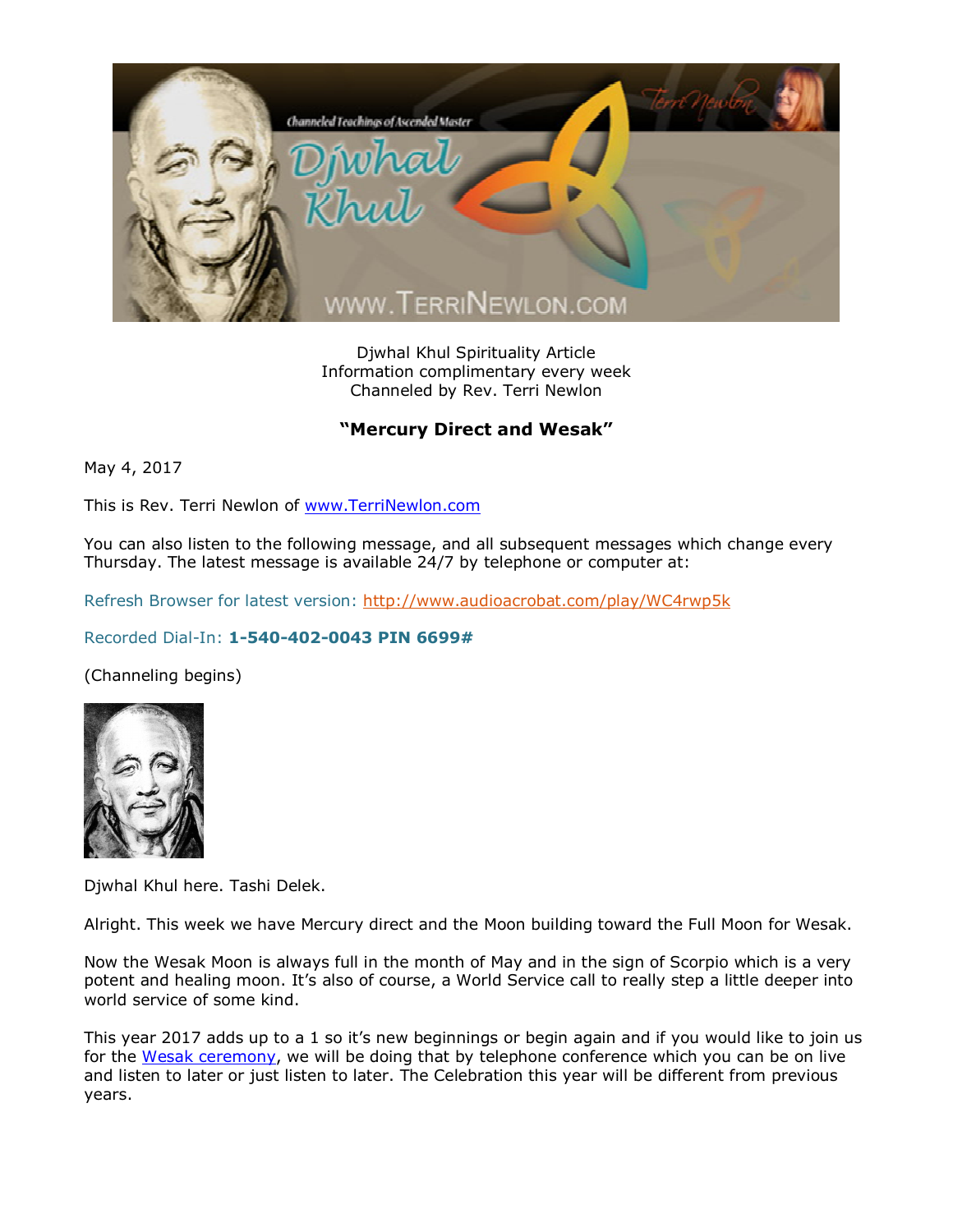Djwhal Khul Spirituality Article
Information complimentary every week
Channeled by Rev. Terri Newlon

## "Mercury Direct and Wesak"

May 4, 2017

This is Rev. Terri Newlon of www.TerriNewlon.com

You can also listen to the following message, and all subsequent messages which change every Thursday. The latest message is available 24/7 by telephone or computer at:

Refresh Browser for latest version: http://www.audioacrobat.com/play/WC4rwp5k

Recorded Dial-In: **1-540-402-0043 PIN 6699#**

(Channeling begins)

Djwhal Khul here. Tashi Delek.

Alright. This week we have Mercury direct and the Moon building toward the Full Moon for Wesak.

Now the Wesak Moon is always full in the month of May and in the sign of Scorpio which is a very potent and healing moon. It's also of course, a World Service call to really step a little deeper into world service of some kind.

This year 2017 adds up to a 1 so it's new beginnings or begin again and if you would like to join us for the Wesak ceremony, we will be doing that by telephone conference which you can be on live and listen to later or just listen to later. The Celebration this year will be different from previous years.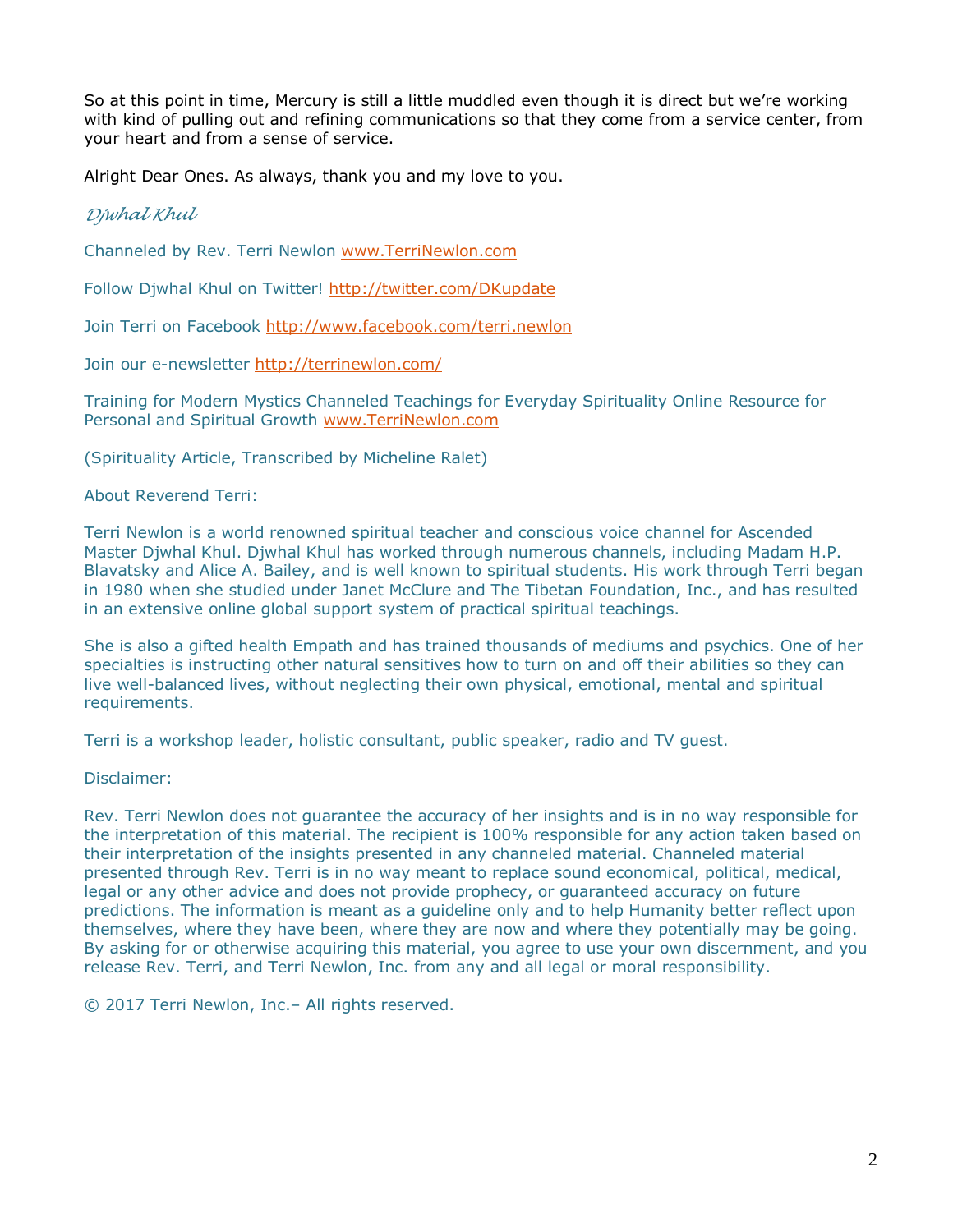So at this point in time, Mercury is still a little muddled even though it is direct but we're working with kind of pulling out and refining communications so that they come from a service center, from your heart and from a sense of service.

Alright Dear Ones. As always, thank you and my love to you.

*Djwhal Khul*

Channeled by Rev. Terri Newlon www.TerriNewlon.com

Follow Djwhal Khul on Twitter! http://twitter.com/DKupdate

Join Terri on Facebook http://www.facebook.com/terri.newlon

Join our e-newsletter http://terrinewlon.com/

Training for Modern Mystics Channeled Teachings for Everyday Spirituality Online Resource for Personal and Spiritual Growth www.TerriNewlon.com

(Spirituality Article, Transcribed by Micheline Ralet)

About Reverend Terri:

Terri Newlon is a world renowned spiritual teacher and conscious voice channel for Ascended Master Djwhal Khul. Djwhal Khul has worked through numerous channels, including Madam H.P. Blavatsky and Alice A. Bailey, and is well known to spiritual students. His work through Terri began in 1980 when she studied under Janet McClure and The Tibetan Foundation, Inc., and has resulted in an extensive online global support system of practical spiritual teachings.

She is also a gifted health Empath and has trained thousands of mediums and psychics. One of her specialties is instructing other natural sensitives how to turn on and off their abilities so they can live well-balanced lives, without neglecting their own physical, emotional, mental and spiritual requirements.

Terri is a workshop leader, holistic consultant, public speaker, radio and TV guest.

Disclaimer:

Rev. Terri Newlon does not guarantee the accuracy of her insights and is in no way responsible for the interpretation of this material. The recipient is 100% responsible for any action taken based on their interpretation of the insights presented in any channeled material. Channeled material presented through Rev. Terri is in no way meant to replace sound economical, political, medical, legal or any other advice and does not provide prophecy, or guaranteed accuracy on future predictions. The information is meant as a guideline only and to help Humanity better reflect upon themselves, where they have been, where they are now and where they potentially may be going. By asking for or otherwise acquiring this material, you agree to use your own discernment, and you release Rev. Terri, and Terri Newlon, Inc. from any and all legal or moral responsibility.

© 2017 Terri Newlon, Inc.– All rights reserved.